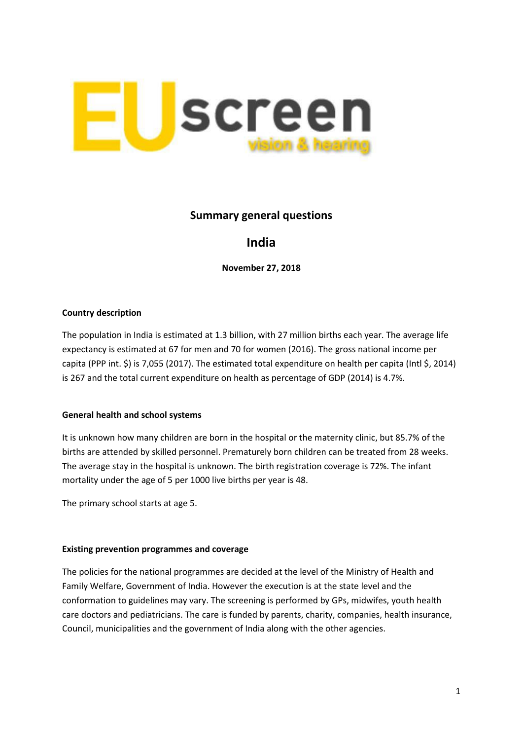EUscreen vision & hearing

# Summary general questions

# India

**November 27, 2018**

### Country description

The population in India is estimated at 1.3 billion, with 27 million births each year. The average life expectancy is estimated at 67 for men and 70 for women (2016). The gross national income per capita (PPP int. $) is 7,055 (2017). The estimated total expenditure on health per capita (Intl $, 2014) is 267 and the total current expenditure on health as percentage of GDP (2014) is 4.7%.

### General health and school systems

It is unknown how many children are born in the hospital or the maternity clinic, but 85.7% of the births are attended by skilled personnel. Prematurely born children can be treated from 28 weeks. The average stay in the hospital is unknown. The birth registration coverage is 72%. The infant mortality under the age of 5 per 1000 live births per year is 48.

The primary school starts at age 5.

### Existing prevention programmes and coverage

The policies for the national programmes are decided at the level of the Ministry of Health and Family Welfare, Government of India. However the execution is at the state level and the conformation to guidelines may vary. The screening is performed by GPs, midwifes, youth health care doctors and pediatricians. The care is funded by parents, charity, companies, health insurance, Council, municipalities and the government of India along with the other agencies.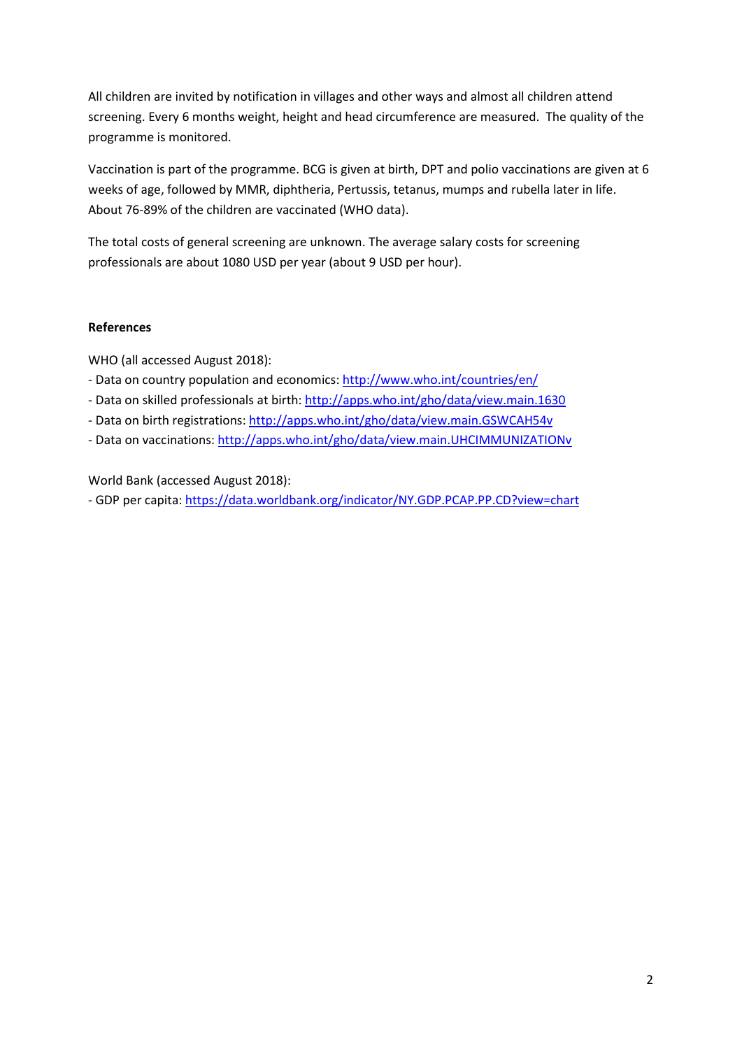All children are invited by notification in villages and other ways and almost all children attend screening. Every 6 months weight, height and head circumference are measured. The quality of the programme is monitored.

Vaccination is part of the programme. BCG is given at birth, DPT and polio vaccinations are given at 6 weeks of age, followed by MMR, diphtheria, Pertussis, tetanus, mumps and rubella later in life. About 76-89% of the children are vaccinated (WHO data).

The total costs of general screening are unknown. The average salary costs for screening professionals are about 1080 USD per year (about 9 USD per hour).

**References**

WHO (all accessed August 2018):

- Data on country population and economics: [http://www.who.int/countries/en/](http://www.who.int/countries/en/)
- Data on skilled professionals at birth: [http://apps.who.int/gho/data/view.main.1630](http://apps.who.int/gho/data/view.main.1630)
- Data on birth registrations: [http://apps.who.int/gho/data/view.main.GSWCAH54v](http://apps.who.int/gho/data/view.main.GSWCAH54v)
- Data on vaccinations: [http://apps.who.int/gho/data/view.main.UHCIMMUNIZATIONv](http://apps.who.int/gho/data/view.main.UHCIMMUNIZATIONv)

World Bank (accessed August 2018):

- GDP per capita: [https://data.worldbank.org/indicator/NY.GDP.PCAP.PP.CD?view=chart](https://data.worldbank.org/indicator/NY.GDP.PCAP.PP.CD?view=chart)